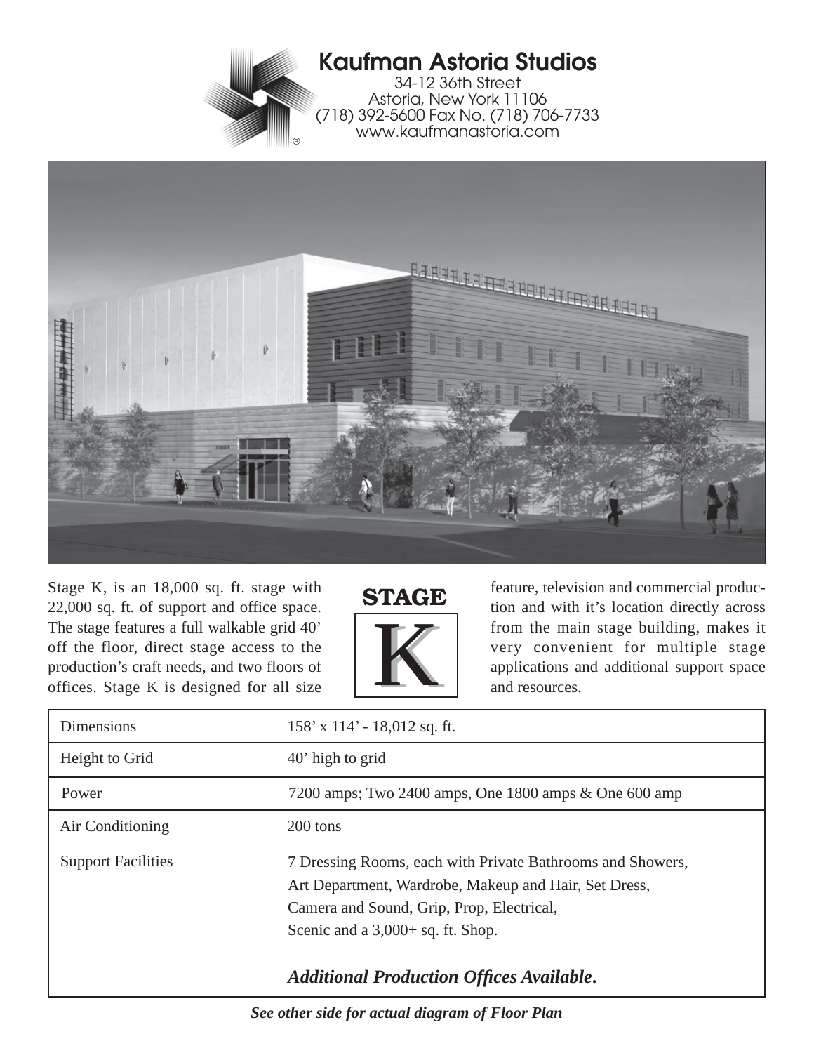# Kaufman Astoria Studios

34-12 36th Street
Astoria, New York 11106
(718) 392-5600 Fax No. (718) 706-7733
www.kaufmanastoria.com

## STAGE K

Stage K, is an 18,000 sq. ft. stage with 22,000 sq. ft. of support and office space. The stage features a full walkable grid 40' off the floor, direct stage access to the production's craft needs, and two floors of offices. Stage K is designed for all size feature, television and commercial production and with it's location directly across from the main stage building, makes it very convenient for multiple stage applications and additional support space and resources.

| | |
|---|---|
| Dimensions | 158' x 114' - 18,012 sq. ft. |
| Height to Grid | 40' high to grid |
| Power | 7200 amps; Two 2400 amps, One 1800 amps & One 600 amp |
| Air Conditioning | 200 tons |
| Support Facilities | 7 Dressing Rooms, each with Private Bathrooms and Showers, Art Department, Wardrobe, Makeup and Hair, Set Dress, Camera and Sound, Grip, Prop, Electrical, Scenic and a 3,000+ sq. ft. Shop. ***Additional Production Offices Available.*** |

***See other side for actual diagram of Floor Plan***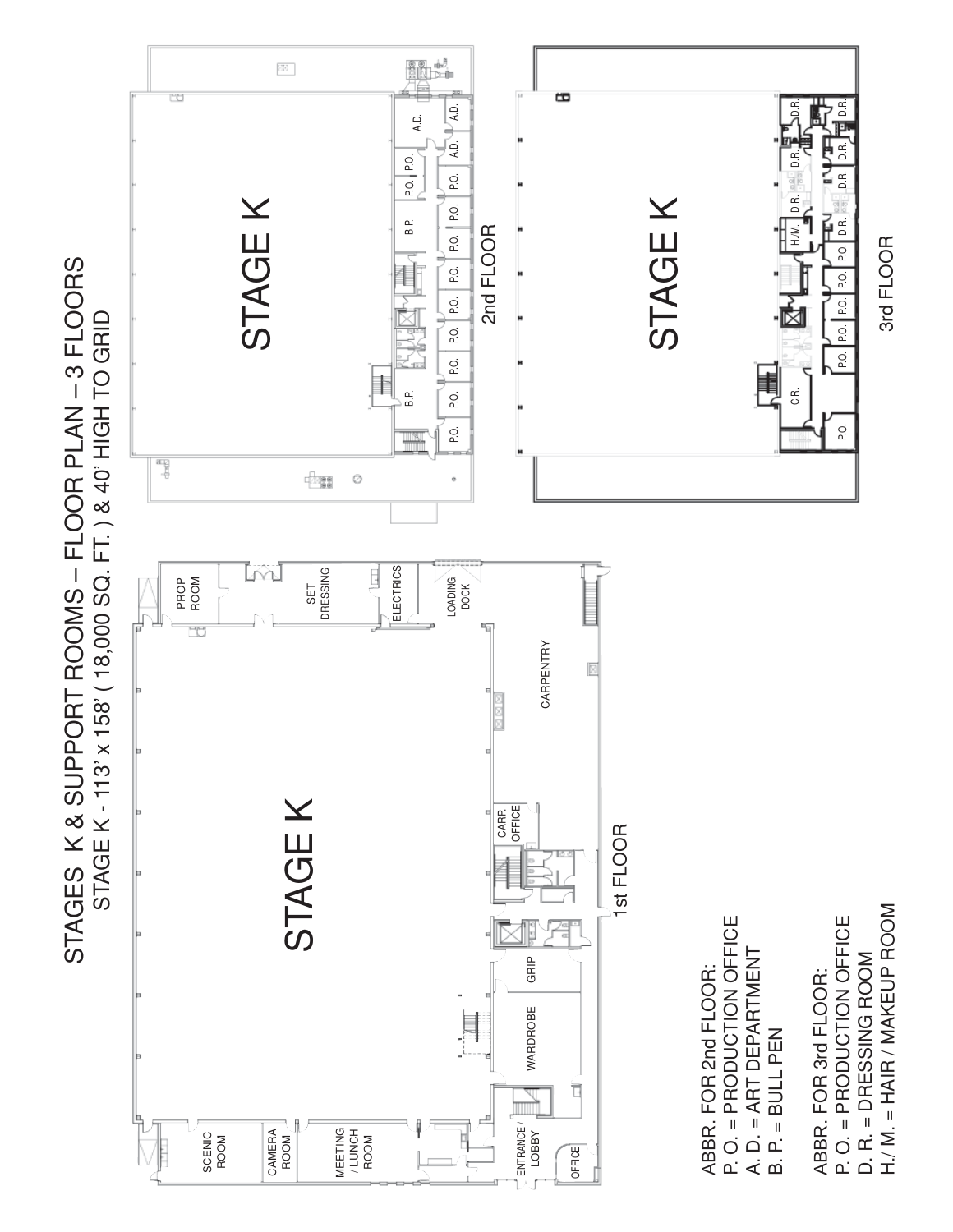# STAGES K & SUPPORT ROOMS – FLOOR PLAN – 3 FLOORS

STAGE K - 113' x 158' ( 18,000 SQ. FT. ) & 40' HIGH TO GRID

STAGE K

1st FLOOR

SCENIC ROOM

CAMERA ROOM

MEETING / LUNCH ROOM

ENTRANCE / LOBBY

OFFICE

WARDROBE

GRIP

CARP. OFFICE

CARPENTRY

LOADING DOCK

ELECTRICS

SET DRESSING

PROP ROOM

STAGE K

2nd FLOOR

A.D.

A.D.

A.D.

P.O.

P.O.

P.O.

B.P.

P.O.

P.O.

P.O.

P.O.

P.O.

P.O.

B.P.

P.O.

P.O.

STAGE K

3rd FLOOR

D.R.

D.R.

D.R.

D.R.

D.R.

D.R.

H./M.

D.R.

P.O.

P.O.

P.O.

P.O.

C.R.

P.O.

ABBR. FOR 2nd FLOOR:
P. O. = PRODUCTION OFFICE
A. D. = ART DEPARTMENT
B. P. = BULL PEN

ABBR. FOR 3rd FLOOR:
P. O. = PRODUCTION OFFICE
D. R. = DRESSING ROOM
H./ M. = HAIR / MAKEUP ROOM